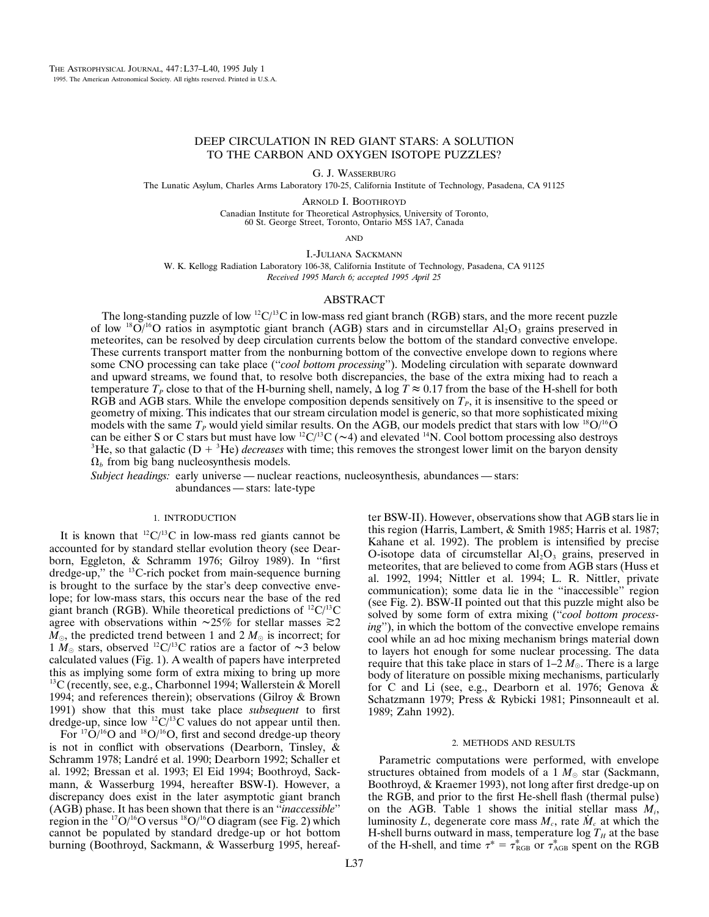# DEEP CIRCULATION IN RED GIANT STARS: A SOLUTION TO THE CARBON AND OXYGEN ISOTOPE PUZZLES?

G. J. Wasserburg

The Lunatic Asylum, Charles Arms Laboratory 170-25, California Institute of Technology, Pasadena, CA 91125

Arnold I. Boothroyd

Canadian Institute for Theoretical Astrophysics, University of Toronto, 60 St. George Street, Toronto, Ontario M5S 1A7, Canada

and

I.-Juliana Sackmann

W. K. Kellogg Radiation Laboratory 106-38, California Institute of Technology, Pasadena, CA 91125

*Received 1995 March 6; accepted 1995 April 25*

## ABSTRACT

The long-standing puzzle of low $^{12}C/^{13}C$ in low-mass red giant branch (RGB) stars, and the more recent puzzle of low $^{18}O/^{16}O$ ratios in asymptotic giant branch (AGB) stars and in circumstellar $Al_2O_3$ grains preserved in meteorites, can be resolved by deep circulation currents below the bottom of the standard convective envelope. These currents transport matter from the nonburning bottom of the convective envelope down to regions where some CNO processing can take place ("*cool bottom processing*"). Modeling circulation with separate downward and upward streams, we found that, to resolve both discrepancies, the base of the extra mixing had to reach a temperature $T_P$ close to that of the H-burning shell, namely, $\Delta \log T \approx 0.17$ from the base of the H-shell for both RGB and AGB stars. While the envelope composition depends sensitively on $T_P$, it is insensitive to the speed or geometry of mixing. This indicates that our stream circulation model is generic, so that more sophisticated mixing models with the same $T_P$ would yield similar results. On the AGB, our models predict that stars with low $^{18}O/^{16}O$ can be either S or C stars but must have low $^{12}C/^{13}C$ ($\sim$4) and elevated $^{14}N$. Cool bottom processing also destroys $^3He$, so that galactic (D + $^3He$) *decreases* with time; this removes the strongest lower limit on the baryon density $\Omega_b$ from big bang nucleosynthesis models.

*Subject headings:* early universe — nuclear reactions, nucleosynthesis, abundances — stars: abundances — stars: late-type

## 1. INTRODUCTION

It is known that $^{12}C/^{13}C$ in low-mass red giants cannot be accounted for by standard stellar evolution theory (see Dearborn, Eggleton, & Schramm 1976; Gilroy 1989). In "first dredge-up," the $^{13}C$-rich pocket from main-sequence burning is brought to the surface by the star's deep convective envelope; for low-mass stars, this occurs near the base of the red giant branch (RGB). While theoretical predictions of $^{12}C/^{13}C$ agree with observations within $\sim$25% for stellar masses $\gtrsim 2$ $M_\odot$, the predicted trend between 1 and 2 $M_\odot$ is incorrect; for 1 $M_\odot$ stars, observed $^{12}C/^{13}C$ ratios are a factor of $\sim$3 below calculated values (Fig. 1). A wealth of papers have interpreted this as implying some form of extra mixing to bring up more $^{13}C$ (recently, see, e.g., Charbonnel 1994; Wallerstein & Morell 1994; and references therein); observations (Gilroy & Brown 1991) show that this must take place *subsequent* to first dredge-up, since low $^{12}C/^{13}C$ values do not appear until then.

For $^{17}O/^{16}O$ and $^{18}O/^{16}O$, first and second dredge-up theory is not in conflict with observations (Dearborn, Tinsley, & Schramm 1978; Landré et al. 1990; Dearborn 1992; Schaller et al. 1992; Bressan et al. 1993; El Eid 1994; Boothroyd, Sackmann, & Wasserburg 1994, hereafter BSW-I). However, a discrepancy does exist in the later asymptotic giant branch (AGB) phase. It has been shown that there is an "*inaccessible*" region in the $^{17}O/^{16}O$ versus $^{18}O/^{16}O$ diagram (see Fig. 2) which cannot be populated by standard dredge-up or hot bottom burning (Boothroyd, Sackmann, & Wasserburg 1995, hereafter BSW-II). However, observations show that AGB stars lie in this region (Harris, Lambert, & Smith 1985; Harris et al. 1987; Kahane et al. 1992). The problem is intensified by precise O-isotope data of circumstellar $Al_2O_3$ grains, preserved in meteorites, that are believed to come from AGB stars (Huss et al. 1992, 1994; Nittler et al. 1994; L. R. Nittler, private communication); some data lie in the "inaccessible" region (see Fig. 2). BSW-II pointed out that this puzzle might also be solved by some form of extra mixing ("*cool bottom processing*"), in which the bottom of the convective envelope remains cool while an ad hoc mixing mechanism brings material down to layers hot enough for some nuclear processing. The data require that this take place in stars of 1–2 $M_\odot$. There is a large body of literature on possible mixing mechanisms, particularly for C and Li (see, e.g., Dearborn et al. 1976; Genova & Schatzmann 1979; Press & Rybicki 1981; Pinsonneault et al. 1989; Zahn 1992).

## 2. METHODS AND RESULTS

Parametric computations were performed, with envelope structures obtained from models of a 1 $M_\odot$ star (Sackmann, Boothroyd, & Kraemer 1993), not long after first dredge-up on the RGB, and prior to the first He-shell flash (thermal pulse) on the AGB. Table 1 shows the initial stellar mass $M_i$, luminosity $L$, degenerate core mass $M_c$, rate $\dot{M}_c$ at which the H-shell burns outward in mass, temperature $\log T_H$ at the base of the H-shell, and time $\tau^* = \tau^*_{\rm RGB}$ or $\tau^*_{\rm AGB}$ spent on the RGB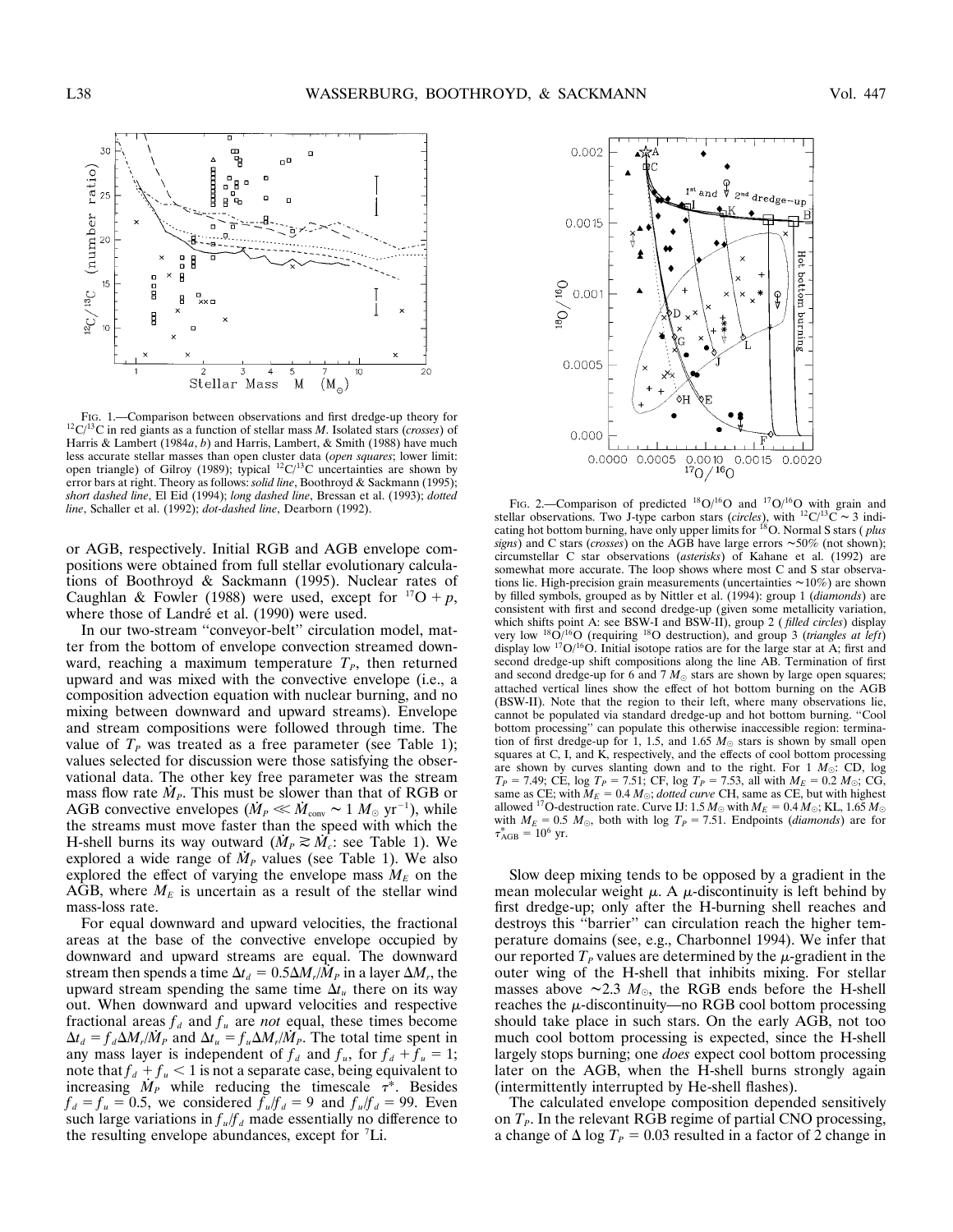FIG. 1.—Comparison between observations and first dredge-up theory for $^{12}C/^{13}C$ in red giants as a function of stellar mass $M$. Isolated stars (*crosses*) of Harris & Lambert (1984*a*, *b*) and Harris, Lambert, & Smith (1988) have much less accurate stellar masses than open cluster data (*open squares*; lower limit: open triangle) of Gilroy (1989); typical $^{12}C/^{13}C$ uncertainties are shown by error bars at right. Theory as follows: *solid line*, Boothroyd & Sackmann (1995); *short dashed line*, El Eid (1994); *long dashed line*, Bressan et al. (1993); *dotted line*, Schaller et al. (1992); *dot-dashed line*, Dearborn (1992).

FIG. 2.—Comparison of predicted $^{18}O/^{16}O$ and $^{17}O/^{16}O$ with grain and stellar observations. Two J-type carbon stars (*circles*), with $^{12}C/^{13}C \sim 3$ indicating hot bottom burning, have only upper limits for $^{18}O$. Normal S stars (*plus signs*) and C stars (*crosses*) on the AGB have large errors $\sim$50% (not shown); circumstellar C star observations (*asterisks*) of Kahane et al. (1992) are somewhat more accurate. The loop shows where most C and S star observations lie. High-precision grain measurements (uncertainties $\sim$10%) are shown by filled symbols, grouped as by Nittler et al. (1994): group 1 (*diamonds*) are consistent with first and second dredge-up (given some metallicity variation, which shifts point A: see BSW-I and BSW-II), group 2 (*filled circles*) display very low $^{18}O/^{16}O$ (requiring $^{18}O$ destruction), and group 3 (*triangles at left*) display low $^{17}O/^{16}O$. Initial isotope ratios are for the large star at A; first and second dredge-up shift compositions along the line AB. Termination of first and second dredge-up for 6 and 7 $M_\odot$ stars are shown by large open squares; attached vertical lines show the effect of hot bottom burning on the AGB (BSW-II). Note that the region to their left, where many observations lie, cannot be populated via standard dredge-up and hot bottom burning. "Cool bottom processing" can populate this otherwise inaccessible region: termination of first dredge-up for 1, 1.5, and 1.65 $M_\odot$ stars is shown by small open squares at C, I, and K, respectively, and the effects of cool bottom processing are shown by curves slanting down and to the right. For 1 $M_\odot$: CD, log $T_P = 7.49$; CE, log $T_P = 7.51$; CF, log $T_P = 7.53$, all with $M_E = 0.2\ M_\odot$; CG, same as CE; with $M_E = 0.4\ M_\odot$; *dotted curve* CH, same as CE, but with highest allowed $^{17}O$-destruction rate. Curve IJ: 1.5 $M_\odot$ with $M_E = 0.4\ M_\odot$; KL, 1.65 $M_\odot$ with $M_E = 0.5\ M_\odot$, both with log $T_P = 7.51$. Endpoints (*diamonds*) are for $\tau^*_{AGB} = 10^6$ yr.

or AGB, respectively. Initial RGB and AGB envelope compositions were obtained from full stellar evolutionary calculations of Boothroyd & Sackmann (1995). Nuclear rates of Caughlan & Fowler (1988) were used, except for $^{17}O + p$, where those of Landré et al. (1990) were used.

In our two-stream "conveyor-belt" circulation model, matter from the bottom of envelope convection streamed downward, reaching a maximum temperature $T_P$, then returned upward and was mixed with the convective envelope (i.e., a composition advection equation with nuclear burning, and no mixing between downward and upward streams). Envelope and stream compositions were followed through time. The value of $T_P$ was treated as a free parameter (see Table 1); values selected for discussion were those satisfying the observational data. The other key free parameter was the stream mass flow rate $\dot{M}_P$. This must be slower than that of RGB or AGB convective envelopes ($\dot{M}_P \ll \dot{M}_{\rm conv} \sim 1\ M_\odot\ {\rm yr}^{-1}$), while the streams must move faster than the speed with which the H-shell burns its way outward ($\dot{M}_P \gtrsim \dot{M}_c$: see Table 1). We explored a wide range of $\dot{M}_P$ values (see Table 1). We also explored the effect of varying the envelope mass $M_E$ on the AGB, where $M_E$ is uncertain as a result of the stellar wind mass-loss rate.

For equal downward and upward velocities, the fractional areas at the base of the convective envelope occupied by downward and upward streams are equal. The downward stream then spends a time $\Delta t_d = 0.5 \Delta M_r / \dot{M}_P$ in a layer $\Delta M_r$, the upward stream spending the same time $\Delta t_u$ there on its way out. When downward and upward velocities and respective fractional areas $f_d$ and $f_u$ are *not* equal, these times become $\Delta t_d = f_d \Delta M_r / \dot{M}_P$ and $\Delta t_u = f_u \Delta M_r / \dot{M}_P$. The total time spent in any mass layer is independent of $f_d$ and $f_u$, for $f_d + f_u = 1$; note that $f_d + f_u < 1$ is not a separate case, being equivalent to increasing $\dot{M}_P$ while reducing the timescale $\tau^*$. Besides $f_d = f_u = 0.5$, we considered $f_u/f_d = 9$ and $f_u/f_d = 99$. Even such large variations in $f_u/f_d$ made essentially no difference to the resulting envelope abundances, except for $^7$Li.

Slow deep mixing tends to be opposed by a gradient in the mean molecular weight $\mu$. A $\mu$-discontinuity is left behind by first dredge-up; only after the H-burning shell reaches and destroys this "barrier" can circulation reach the higher temperature domains (see, e.g., Charbonnel 1994). We infer that our reported $T_P$ values are determined by the $\mu$-gradient in the outer wing of the H-shell that inhibits mixing. For stellar masses above $\sim$2.3 $M_\odot$, the RGB ends before the H-shell reaches the $\mu$-discontinuity—no RGB cool bottom processing should take place in such stars. On the early AGB, not too much cool bottom processing is expected, since the H-shell largely stops burning; one *does* expect cool bottom processing later on the AGB, when the H-shell burns strongly again (intermittently interrupted by He-shell flashes).

The calculated envelope composition depended sensitively on $T_P$. In the relevant RGB regime of partial CNO processing, a change of $\Delta \log T_P = 0.03$ resulted in a factor of 2 change in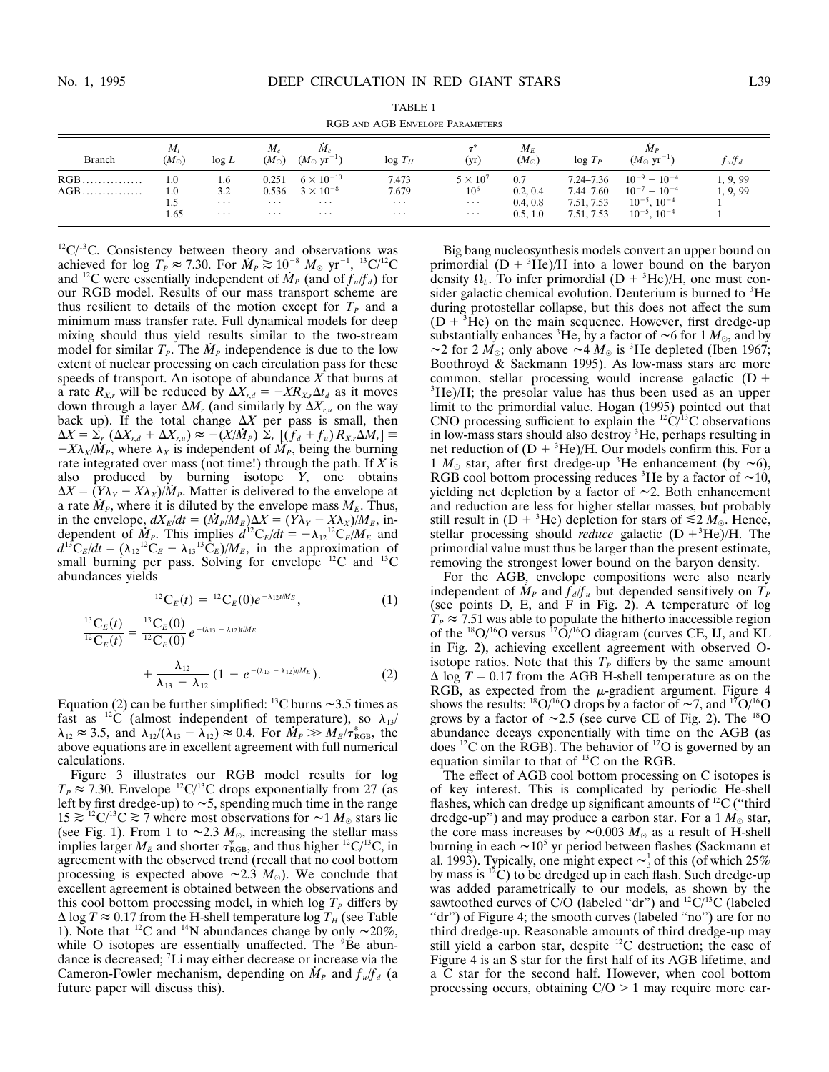TABLE 1

RGB and AGB Envelope Parameters

| Branch | $M_i$ ($M_\odot$) | log $L$ | $M_c$ ($M_\odot$) | $\dot{M}_c$ ($M_\odot$ yr$^{-1}$) | log $T_H$ | $\tau^*$ (yr) | $M_E$ ($M_\odot$) | log $T_P$ | $\dot{M}_P$ ($M_\odot$ yr$^{-1}$) | $f_u/f_d$ |
|---|---|---|---|---|---|---|---|---|---|---|
| RGB ............... | 1.0 | 1.6 | 0.251 | $6 \times 10^{-10}$ | 7.473 | $5 \times 10^{7}$ | 0.7 | 7.24–7.36 | $10^{-9} - 10^{-4}$ | 1, 9, 99 |
| AGB ............... | 1.0 | 3.2 | 0.536 | $3 \times 10^{-8}$ | 7.679 | $10^{6}$ | 0.2, 0.4 | 7.44–7.60 | $10^{-7} - 10^{-4}$ | 1, 9, 99 |
| | 1.5 | ... | ... | ... | ... | ... | 0.4, 0.8 | 7.51, 7.53 | $10^{-5}$, $10^{-4}$ | 1 |
| | 1.65 | ... | ... | ... | ... | ... | 0.5, 1.0 | 7.51, 7.53 | $10^{-5}$, $10^{-4}$ | 1 |

$^{12}$C/$^{13}$C. Consistency between theory and observations was achieved for log $T_P \approx 7.30$. For $\dot{M}_P \gtrsim 10^{-8}$ $M_\odot$ yr$^{-1}$, $^{13}$C/$^{12}$C and $^{12}$C were essentially independent of $\dot{M}_P$ (and of $f_u/f_d$) for our RGB model. Results of our mass transport scheme are thus resilient to details of the motion except for $T_P$ and a minimum mass transfer rate. Full dynamical models for deep mixing should thus yield results similar to the two-stream model for similar $T_P$. The $\dot{M}_P$ independence is due to the low extent of nuclear processing on each circulation pass for these speeds of transport. An isotope of abundance $X$ that burns at a rate $R_{X,r}$ will be reduced by $\Delta X_{r,d} = -XR_{X,r}\Delta t_d$ as it moves down through a layer $\Delta M_r$ (and similarly by $\Delta X_{r,u}$ on the way back up). If the total change $\Delta X$ per pass is small, then $\Delta X = \Sigma_r\,(\Delta X_{r,d} + \Delta X_{r,u}) \approx -(X/\dot{M}_P)\,\Sigma_r\,[(f_d + f_u)\,R_{X,r}\Delta M_r] \equiv -X\lambda_X/\dot{M}_P$, where $\lambda_X$ is independent of $\dot{M}_P$, being the burning rate integrated over mass (not time!) through the path. If $X$ is also produced by burning isotope $Y$, one obtains $\Delta X = (Y\lambda_Y - X\lambda_X)/\dot{M}_P$. Matter is delivered to the envelope at a rate $\dot{M}_P$, where it is diluted by the envelope mass $M_E$. Thus, in the envelope, $dX_E/dt = (\dot{M}_P/M_E)\Delta X = (Y\lambda_Y - X\lambda_X)/M_E$, independent of $\dot{M}_P$. This implies $d^{12}\mathrm{C}_E/dt = -\lambda_{12}{}^{12}\mathrm{C}_E/M_E$ and $d^{13}\mathrm{C}_E/dt = (\lambda_{12}{}^{12}\mathrm{C}_E - \lambda_{13}{}^{13}\mathrm{C}_E)/M_E$, in the approximation of small burning per pass. Solving for envelope $^{12}$C and $^{13}$C abundances yields

$$
{}^{12}\mathrm{C}_E(t) = {}^{12}\mathrm{C}_E(0)\,e^{-\lambda_{12}t/M_E}\,, \tag{1}
$$

$$
\frac{{}^{13}\mathrm{C}_E(t)}{{}^{12}\mathrm{C}_E(t)} = \frac{{}^{13}\mathrm{C}_E(0)}{{}^{12}\mathrm{C}_E(0)}\,e^{-(\lambda_{13}-\lambda_{12})t/M_E} + \frac{\lambda_{12}}{\lambda_{13}-\lambda_{12}}\,(1 - e^{-(\lambda_{13}-\lambda_{12})t/M_E})\,. \tag{2}
$$

Equation (2) can be further simplified: $^{13}$C burns ~3.5 times as fast as $^{12}$C (almost independent of temperature), so $\lambda_{13}/\lambda_{12} \approx 3.5$, and $\lambda_{12}/(\lambda_{13} - \lambda_{12}) \approx 0.4$. For $\dot{M}_P \gg M_E/\tau^*_{\mathrm{RGB}}$, the above equations are in excellent agreement with full numerical calculations.

Figure 3 illustrates our RGB model results for log $T_P \approx 7.30$. Envelope $^{12}$C/$^{13}$C drops exponentially from 27 (as left by first dredge-up) to ~5, spending much time in the range $15 \gtrsim {}^{12}\mathrm{C}/{}^{13}\mathrm{C} \gtrsim 7$ where most observations for ~1 $M_\odot$ stars lie (see Fig. 1). From 1 to ~2.3 $M_\odot$, increasing the stellar mass implies larger $M_E$ and shorter $\tau^*_{\mathrm{RGB}}$, and thus higher $^{12}$C/$^{13}$C, in agreement with the observed trend (recall that no cool bottom processing is expected above ~2.3 $M_\odot$). We conclude that excellent agreement is obtained between the observations and this cool bottom processing model, in which log $T_P$ differs by $\Delta$ log $T \approx 0.17$ from the H-shell temperature log $T_H$ (see Table 1). Note that $^{12}$C and $^{14}$N abundances change by only ~20%, while O isotopes are essentially unaffected. The $^{9}$Be abundance is decreased; $^{7}$Li may either decrease or increase via the Cameron-Fowler mechanism, depending on $\dot{M}_P$ and $f_u/f_d$ (a future paper will discuss this).

Big bang nucleosynthesis models convert an upper bound on primordial (D + $^{3}$He)/H into a lower bound on the baryon density $\Omega_b$. To infer primordial (D + $^{3}$He)/H, one must consider galactic chemical evolution. Deuterium is burned to $^{3}$He during protostellar collapse, but this does not affect the sum (D + $^{3}$He) on the main sequence. However, first dredge-up substantially enhances $^{3}$He, by a factor of ~6 for 1 $M_\odot$, and by ~2 for 2 $M_\odot$; only above ~4 $M_\odot$ is $^{3}$He depleted (Iben 1967; Boothroyd & Sackmann 1995). As low-mass stars are more common, stellar processing would increase galactic (D + $^{3}$He)/H; the presolar value has thus been used as an upper limit to the primordial value. Hogan (1995) pointed out that CNO processing sufficient to explain the $^{12}$C/$^{13}$C observations in low-mass stars should also destroy $^{3}$He, perhaps resulting in net reduction of (D + $^{3}$He)/H. Our models confirm this. For a 1 $M_\odot$ star, after first dredge-up $^{3}$He enhancement (by ~6), RGB cool bottom processing reduces $^{3}$He by a factor of ~10, yielding net depletion by a factor of ~2. Both enhancement and reduction are less for higher stellar masses, but probably still result in (D + $^{3}$He) depletion for stars of $\lesssim$2 $M_\odot$. Hence, stellar processing should *reduce* galactic (D + $^{3}$He)/H. The primordial value must thus be larger than the present estimate, removing the strongest lower bound on the baryon density.

For the AGB, envelope compositions were also nearly independent of $\dot{M}_P$ and $f_d/f_u$ but depended sensitively on $T_P$ (see points D, E, and F in Fig. 2). A temperature of log $T_P \approx 7.51$ was able to populate the hitherto inaccessible region of the $^{18}$O/$^{16}$O versus $^{17}$O/$^{16}$O diagram (curves CE, IJ, and KL in Fig. 2), achieving excellent agreement with observed O-isotope ratios. Note that this $T_P$ differs by the same amount $\Delta$ log $T = 0.17$ from the AGB H-shell temperature as on the RGB, as expected from the $\mu$-gradient argument. Figure 4 shows the results: $^{18}$O/$^{16}$O drops by a factor of ~7, and $^{17}$O/$^{16}$O grows by a factor of ~2.5 (see curve CE of Fig. 2). The $^{18}$O abundance decays exponentially with time on the AGB (as does $^{12}$C on the RGB). The behavior of $^{17}$O is governed by an equation similar to that of $^{13}$C on the RGB.

The effect of AGB cool bottom processing on C isotopes is of key interest. This is complicated by periodic He-shell flashes, which can dredge up significant amounts of $^{12}$C ("third dredge-up") and may produce a carbon star. For a 1 $M_\odot$ star, the core mass increases by ~0.003 $M_\odot$ as a result of H-shell burning in each ~$10^{5}$ yr period between flashes (Sackmann et al. 1993). Typically, one might expect ~$\frac{1}{3}$ of this (of which 25% by mass is $^{12}$C) to be dredged up in each flash. Such dredge-up was added parametrically to our models, as shown by the sawtoothed curves of C/O (labeled "dr") and $^{12}$C/$^{13}$C (labeled "dr") of Figure 4; the smooth curves (labeled "no") are for no third dredge-up. Reasonable amounts of third dredge-up may still yield a carbon star, despite $^{12}$C destruction; the case of Figure 4 is an S star for the first half of its AGB lifetime, and a C star for the second half. However, when cool bottom processing occurs, obtaining C/O > 1 may require more car-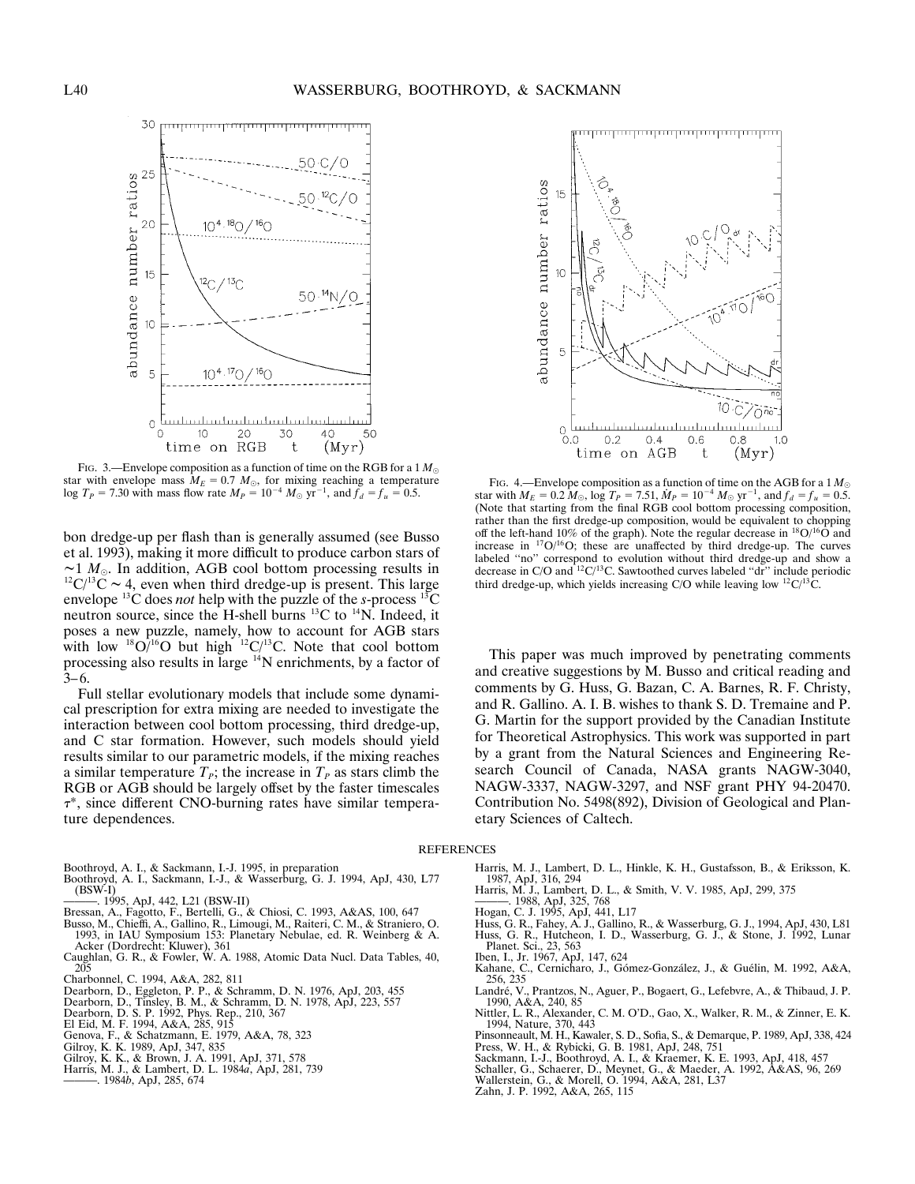abundance number ratios

time on RGB t (Myr)

0 10 20 30 40 50

0 5 10 15 20 25 30

$50 \cdot C/O$

$50 \cdot {}^{12}C/O$

$10^4 \cdot {}^{18}O/{}^{16}O$

${}^{12}C/{}^{13}C$

$50 \cdot {}^{14}N/O$

$10^4 \cdot {}^{17}O/{}^{16}O$

FIG. 3.—Envelope composition as a function of time on the RGB for a 1 $M_\odot$ star with envelope mass $M_E = 0.7\ M_\odot$, for mixing reaching a temperature $\log T_P = 7.30$ with mass flow rate $\dot{M}_P = 10^{-4}\ M_\odot\ \mathrm{yr}^{-1}$, and $f_d = f_u = 0.5$.

abundance number ratios

time on AGB t (Myr)

0.0 0.2 0.4 0.6 0.8 1.0

0 5 10 15

$10^4 \cdot {}^{18}O/{}^{16}O$

$10 \cdot C/O_{dr}$

${}^{12}C/{}^{13}C_{dr}$

${}^{12}C/{}^{13}C_{no}$

$10^4 \cdot {}^{17}O/{}^{16}O$

dr

no

$10 \cdot C/O_{no}$

FIG. 4.—Envelope composition as a function of time on the AGB for a 1 $M_\odot$ star with $M_E = 0.2\ M_\odot$, $\log T_P = 7.51$, $\dot{M}_P = 10^{-4}\ M_\odot\ \mathrm{yr}^{-1}$, and $f_d = f_u = 0.5$. (Note that starting from the final RGB cool bottom processing composition, rather than the first dredge-up composition, would be equivalent to chopping off the left-hand 10% of the graph). Note the regular decrease in ${}^{18}O/{}^{16}O$ and increase in ${}^{17}O/{}^{16}O$; these are unaffected by third dredge-up. The curves labeled "no" correspond to evolution without third dredge-up and show a decrease in C/O and ${}^{12}C/{}^{13}C$. Sawtoothed curves labeled "dr" include periodic third dredge-up, which yields increasing C/O while leaving low ${}^{12}C/{}^{13}C$.

bon dredge-up per flash than is generally assumed (see Busso et al. 1993), making it more difficult to produce carbon stars of $\sim 1\ M_\odot$. In addition, AGB cool bottom processing results in ${}^{12}C/{}^{13}C \sim 4$, even when third dredge-up is present. This large envelope ${}^{13}C$ does *not* help with the puzzle of the *s*-process ${}^{13}C$ neutron source, since the H-shell burns ${}^{13}C$ to ${}^{14}N$. Indeed, it poses a new puzzle, namely, how to account for AGB stars with low ${}^{18}O/{}^{16}O$ but high ${}^{12}C/{}^{13}C$. Note that cool bottom processing also results in large ${}^{14}N$ enrichments, by a factor of 3–6.

Full stellar evolutionary models that include some dynamical prescription for extra mixing are needed to investigate the interaction between cool bottom processing, third dredge-up, and C star formation. However, such models should yield results similar to our parametric models, if the mixing reaches a similar temperature $T_P$; the increase in $T_P$ as stars climb the RGB or AGB should be largely offset by the faster timescales $\tau^*$, since different CNO-burning rates have similar temperature dependences.

This paper was much improved by penetrating comments and creative suggestions by M. Busso and critical reading and comments by G. Huss, G. Bazan, C. A. Barnes, R. F. Christy, and R. Gallino. A. I. B. wishes to thank S. D. Tremaine and P. G. Martin for the support provided by the Canadian Institute for Theoretical Astrophysics. This work was supported in part by a grant from the Natural Sciences and Engineering Research Council of Canada, NASA grants NAGW-3040, NAGW-3337, NAGW-3297, and NSF grant PHY 94-20470. Contribution No. 5498(892), Division of Geological and Planetary Sciences of Caltech.

## REFERENCES

Boothroyd, A. I., & Sackmann, I.-J. 1995, in preparation
Boothroyd, A. I., Sackmann, I.-J., & Wasserburg, G. J. 1994, ApJ, 430, L77 (BSW-I)
———. 1995, ApJ, 442, L21 (BSW-II)
Bressan, A., Fagotto, F., Bertelli, G., & Chiosi, C. 1993, A&AS, 100, 647
Busso, M., Chieffi, A., Gallino, R., Limougi, M., Raiteri, C. M., & Straniero, O. 1993, in IAU Symposium 153: Planetary Nebulae, ed. R. Weinberg & A. Acker (Dordrecht: Kluwer), 361
Caughlan, G. R., & Fowler, W. A. 1988, Atomic Data Nucl. Data Tables, 40, 205
Charbonnel, C. 1994, A&A, 282, 811
Dearborn, D., Eggleton, P. P., & Schramm, D. N. 1976, ApJ, 203, 455
Dearborn, D., Tinsley, B. M., & Schramm, D. N. 1978, ApJ, 223, 557
Dearborn, D. S. P. 1992, Phys. Rep., 210, 367
El Eid, M. F. 1994, A&A, 285, 915
Genova, F., & Schatzmann, E. 1979, A&A, 78, 323
Gilroy, K. K. 1989, ApJ, 347, 835
Gilroy, K. K., & Brown, J. A. 1991, ApJ, 371, 578
Harris, M. J., & Lambert, D. L. 1984*a*, ApJ, 281, 739
———. 1984*b*, ApJ, 285, 674
Harris, M. J., Lambert, D. L., Hinkle, K. H., Gustafsson, B., & Eriksson, K. 1987, ApJ, 316, 294
Harris, M. J., Lambert, D. L., & Smith, V. V. 1985, ApJ, 299, 375
———. 1988, ApJ, 325, 768
Hogan, C. J. 1995, ApJ, 441, L17
Huss, G. R., Fahey, A. J., Gallino, R., & Wasserburg, G. J., 1994, ApJ, 430, L81
Huss, G. R., Hutcheon, I. D., Wasserburg, G. J., & Stone, J. 1992, Lunar Planet. Sci., 23, 563
Iben, I., Jr. 1967, ApJ, 147, 624
Kahane, C., Cernicharo, J., Gómez-González, J., & Guélin, M. 1992, A&A, 256, 235
Landré, V., Prantzos, N., Aguer, P., Bogaert, G., Lefebvre, A., & Thibaud, J. P. 1990, A&A, 240, 85
Nittler, L. R., Alexander, C. M. O'D., Gao, X., Walker, R. M., & Zinner, E. K. 1994, Nature, 370, 443
Pinsonneault, M. H., Kawaler, S. D., Sofia, S., & Demarque, P. 1989, ApJ, 338, 424
Press, W. H., & Rybicki, G. B. 1981, ApJ, 248, 751
Sackmann, I.-J., Boothroyd, A. I., & Kraemer, K. E. 1993, ApJ, 418, 457
Schaller, G., Schaerer, D., Meynet, G., & Maeder, A. 1992, A&AS, 96, 269
Wallerstein, G., & Morell, O. 1994, A&A, 281, L37
Zahn, J. P. 1992, A&A, 265, 115